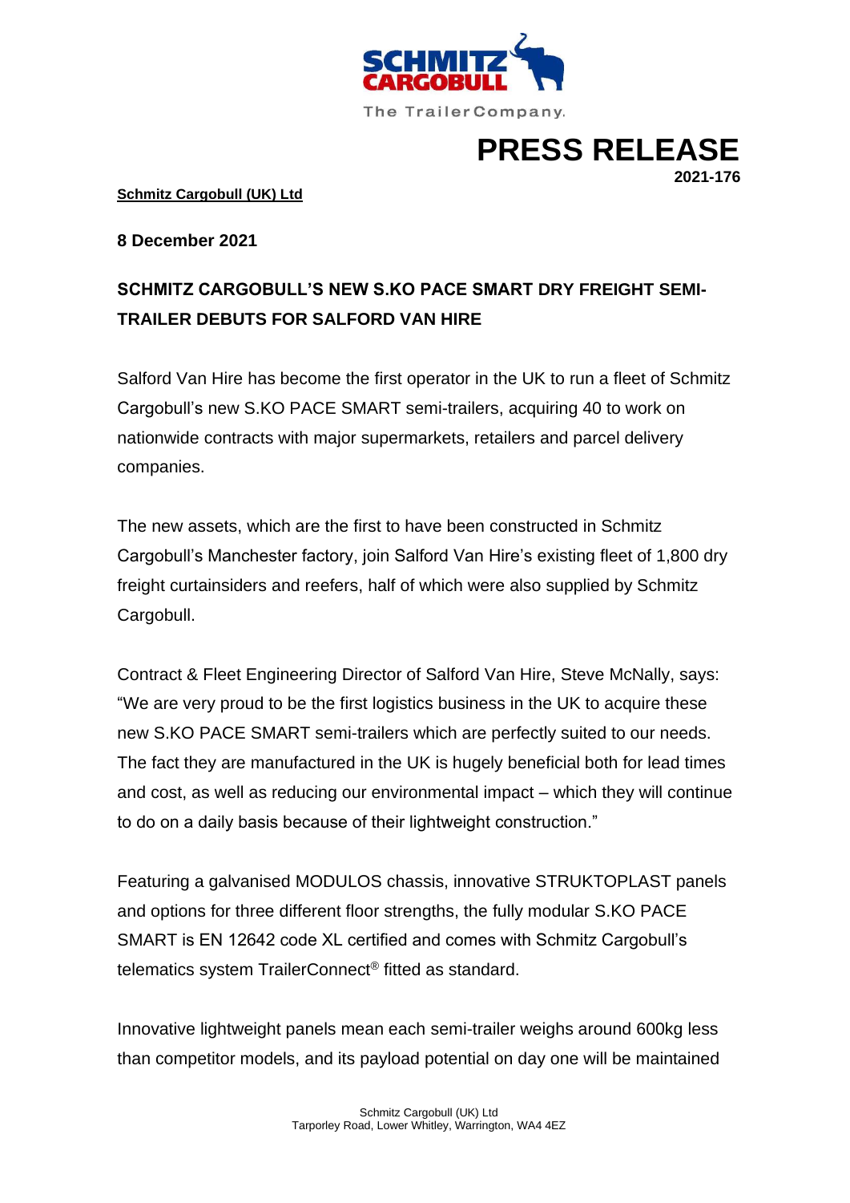# PRESS RELEASE

**2021-176**

**Schmitz Cargobull (UK) Ltd**

**8 December 2021**

## SCHMITZ CARGOBULL'S NEW S.KO PACE SMART DRY FREIGHT SEMI-TRAILER DEBUTS FOR SALFORD VAN HIRE

Salford Van Hire has become the first operator in the UK to run a fleet of Schmitz Cargobull's new S.KO PACE SMART semi-trailers, acquiring 40 to work on nationwide contracts with major supermarkets, retailers and parcel delivery companies.

The new assets, which are the first to have been constructed in Schmitz Cargobull's Manchester factory, join Salford Van Hire's existing fleet of 1,800 dry freight curtainsiders and reefers, half of which were also supplied by Schmitz Cargobull.

Contract & Fleet Engineering Director of Salford Van Hire, Steve McNally, says: "We are very proud to be the first logistics business in the UK to acquire these new S.KO PACE SMART semi-trailers which are perfectly suited to our needs. The fact they are manufactured in the UK is hugely beneficial both for lead times and cost, as well as reducing our environmental impact – which they will continue to do on a daily basis because of their lightweight construction."

Featuring a galvanised MODULOS chassis, innovative STRUKTOPLAST panels and options for three different floor strengths, the fully modular S.KO PACE SMART is EN 12642 code XL certified and comes with Schmitz Cargobull's telematics system TrailerConnect® fitted as standard.

Innovative lightweight panels mean each semi-trailer weighs around 600kg less than competitor models, and its payload potential on day one will be maintained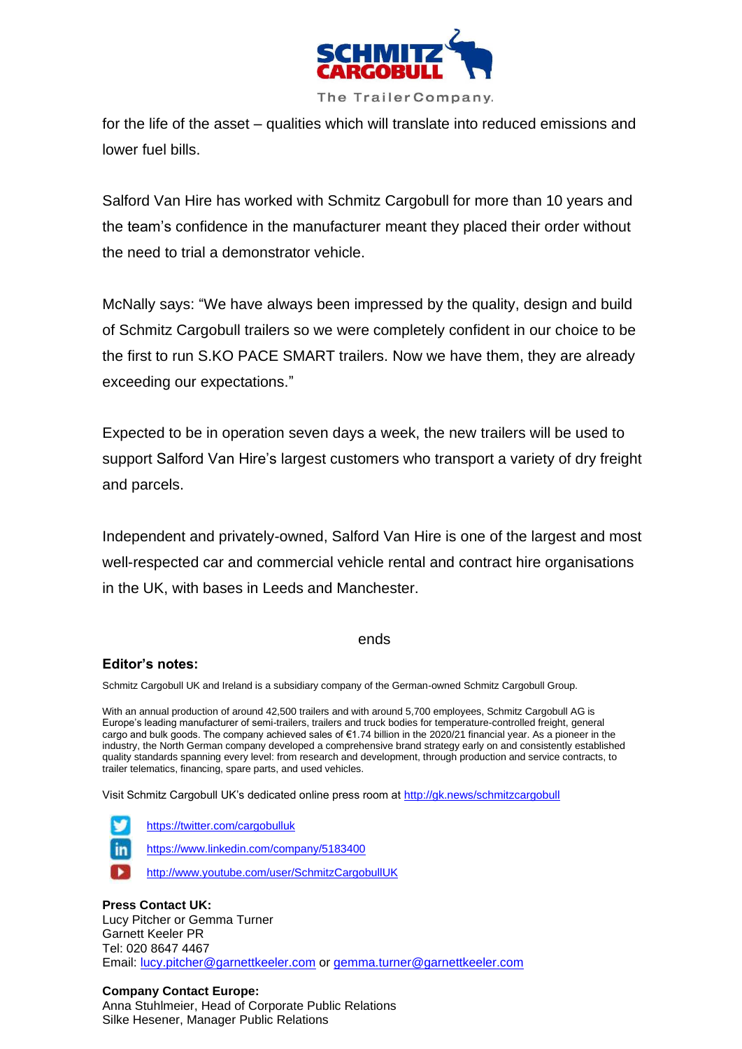for the life of the asset – qualities which will translate into reduced emissions and lower fuel bills.

Salford Van Hire has worked with Schmitz Cargobull for more than 10 years and the team's confidence in the manufacturer meant they placed their order without the need to trial a demonstrator vehicle.

McNally says: "We have always been impressed by the quality, design and build of Schmitz Cargobull trailers so we were completely confident in our choice to be the first to run S.KO PACE SMART trailers. Now we have them, they are already exceeding our expectations."

Expected to be in operation seven days a week, the new trailers will be used to support Salford Van Hire's largest customers who transport a variety of dry freight and parcels.

Independent and privately-owned, Salford Van Hire is one of the largest and most well-respected car and commercial vehicle rental and contract hire organisations in the UK, with bases in Leeds and Manchester.

ends

**Editor's notes:**

Schmitz Cargobull UK and Ireland is a subsidiary company of the German-owned Schmitz Cargobull Group.

With an annual production of around 42,500 trailers and with around 5,700 employees, Schmitz Cargobull AG is Europe's leading manufacturer of semi-trailers, trailers and truck bodies for temperature-controlled freight, general cargo and bulk goods. The company achieved sales of €1.74 billion in the 2020/21 financial year. As a pioneer in the industry, the North German company developed a comprehensive brand strategy early on and consistently established quality standards spanning every level: from research and development, through production and service contracts, to trailer telematics, financing, spare parts, and used vehicles.

Visit Schmitz Cargobull UK's dedicated online press room at http://gk.news/schmitzcargobull

https://twitter.com/cargobulluk
https://www.linkedin.com/company/5183400
http://www.youtube.com/user/SchmitzCargobullUK

**Press Contact UK:**
Lucy Pitcher or Gemma Turner
Garnett Keeler PR
Tel: 020 8647 4467
Email: lucy.pitcher@garnettkeeler.com or gemma.turner@garnettkeeler.com

**Company Contact Europe:**
Anna Stuhlmeier, Head of Corporate Public Relations
Silke Hesener, Manager Public Relations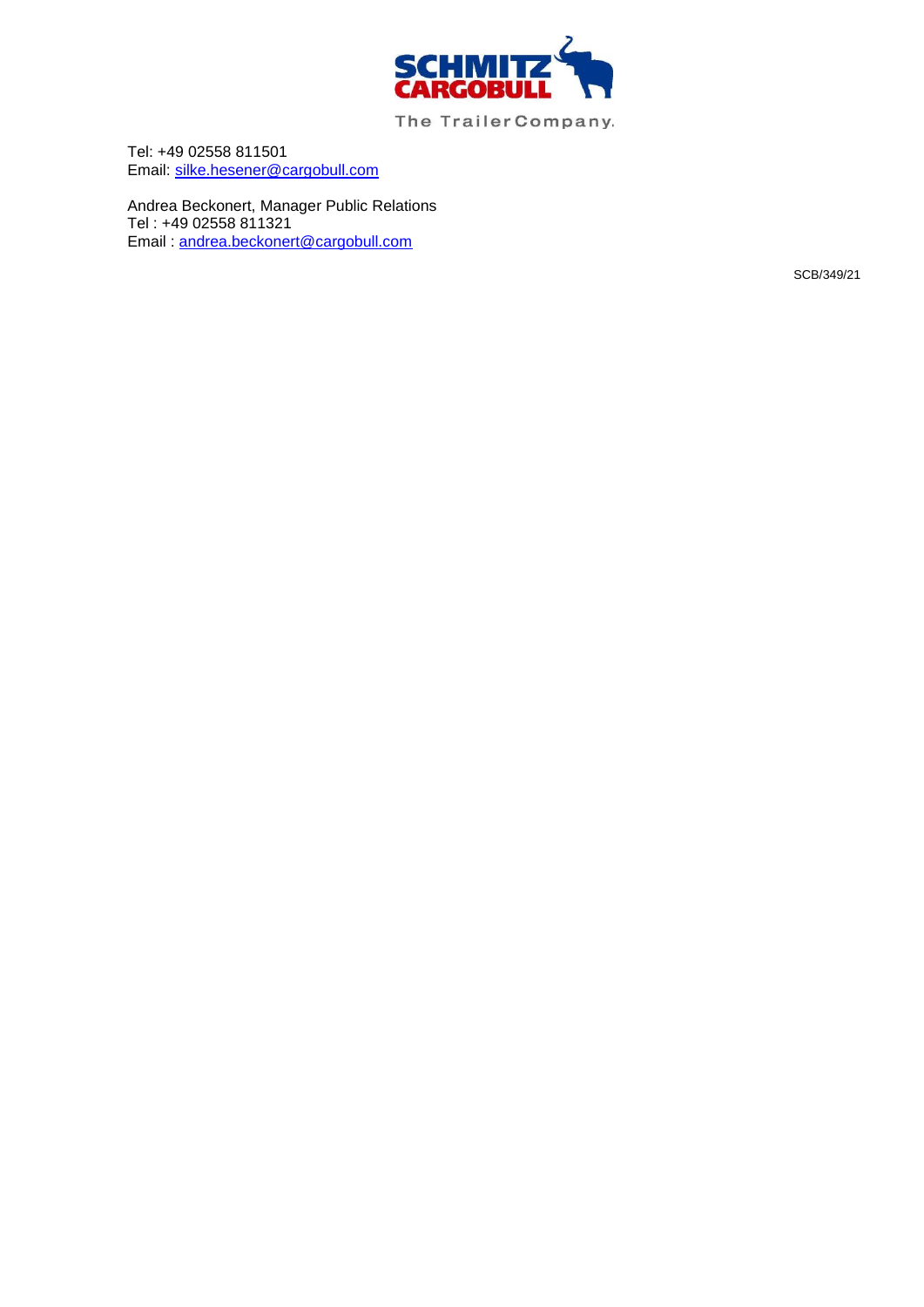Tel: +49 02558 811501
Email: silke.hesener@cargobull.com

Andrea Beckonert, Manager Public Relations
Tel : +49 02558 811321
Email : andrea.beckonert@cargobull.com

SCB/349/21